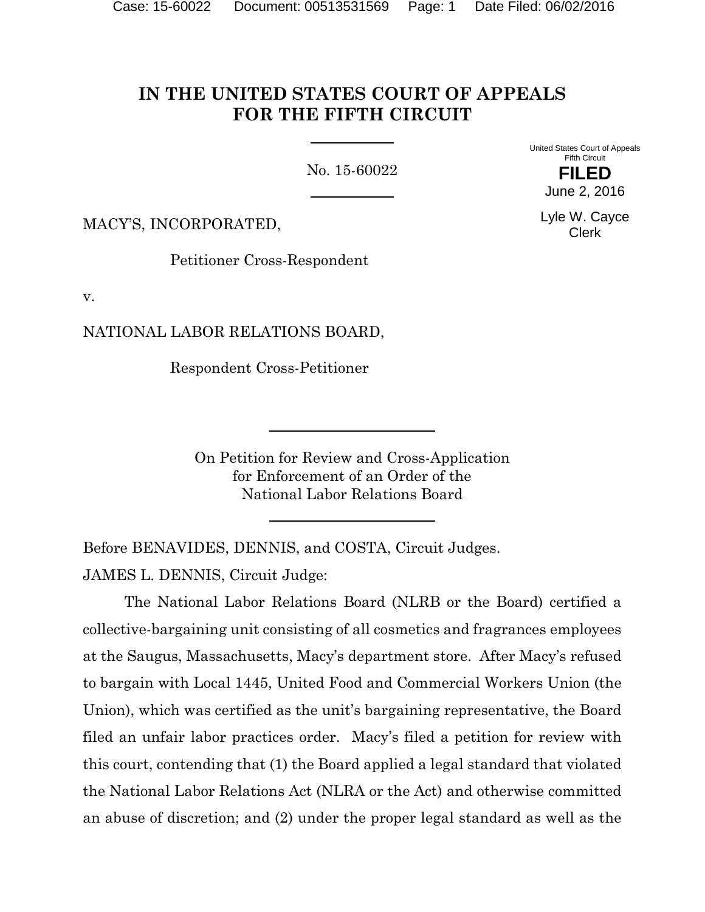# IN THE UNITED STATES COURT OF APPEALS FOR THE FIFTH CIRCUIT

No. 15-60022

United States Court of Appeals
Fifth Circuit

**FILED**

June 2, 2016

Lyle W. Cayce
Clerk

MACY'S, INCORPORATED,

Petitioner Cross-Respondent

v.

NATIONAL LABOR RELATIONS BOARD,

Respondent Cross-Petitioner

On Petition for Review and Cross-Application for Enforcement of an Order of the National Labor Relations Board

Before BENAVIDES, DENNIS, and COSTA, Circuit Judges.

JAMES L. DENNIS, Circuit Judge:

The National Labor Relations Board (NLRB or the Board) certified a collective-bargaining unit consisting of all cosmetics and fragrances employees at the Saugus, Massachusetts, Macy's department store. After Macy's refused to bargain with Local 1445, United Food and Commercial Workers Union (the Union), which was certified as the unit's bargaining representative, the Board filed an unfair labor practices order. Macy's filed a petition for review with this court, contending that (1) the Board applied a legal standard that violated the National Labor Relations Act (NLRA or the Act) and otherwise committed an abuse of discretion; and (2) under the proper legal standard as well as the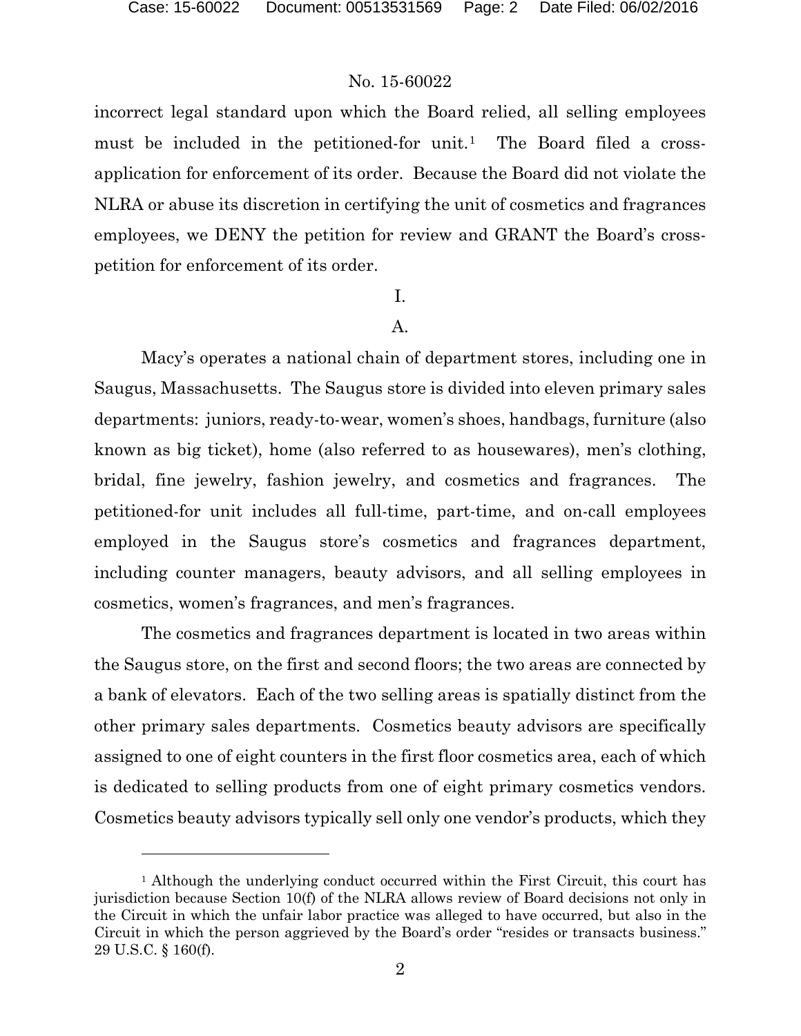incorrect legal standard upon which the Board relied, all selling employees must be included in the petitioned-for unit.[1] The Board filed a cross-application for enforcement of its order. Because the Board did not violate the NLRA or abuse its discretion in certifying the unit of cosmetics and fragrances employees, we DENY the petition for review and GRANT the Board's cross-petition for enforcement of its order.

## I.

### A.

Macy's operates a national chain of department stores, including one in Saugus, Massachusetts. The Saugus store is divided into eleven primary sales departments: juniors, ready-to-wear, women's shoes, handbags, furniture (also known as big ticket), home (also referred to as housewares), men's clothing, bridal, fine jewelry, fashion jewelry, and cosmetics and fragrances. The petitioned-for unit includes all full-time, part-time, and on-call employees employed in the Saugus store's cosmetics and fragrances department, including counter managers, beauty advisors, and all selling employees in cosmetics, women's fragrances, and men's fragrances.

The cosmetics and fragrances department is located in two areas within the Saugus store, on the first and second floors; the two areas are connected by a bank of elevators. Each of the two selling areas is spatially distinct from the other primary sales departments. Cosmetics beauty advisors are specifically assigned to one of eight counters in the first floor cosmetics area, each of which is dedicated to selling products from one of eight primary cosmetics vendors. Cosmetics beauty advisors typically sell only one vendor's products, which they

---

[1] Although the underlying conduct occurred within the First Circuit, this court has jurisdiction because Section 10(f) of the NLRA allows review of Board decisions not only in the Circuit in which the unfair labor practice was alleged to have occurred, but also in the Circuit in which the person aggrieved by the Board's order "resides or transacts business." 29 U.S.C. § 160(f).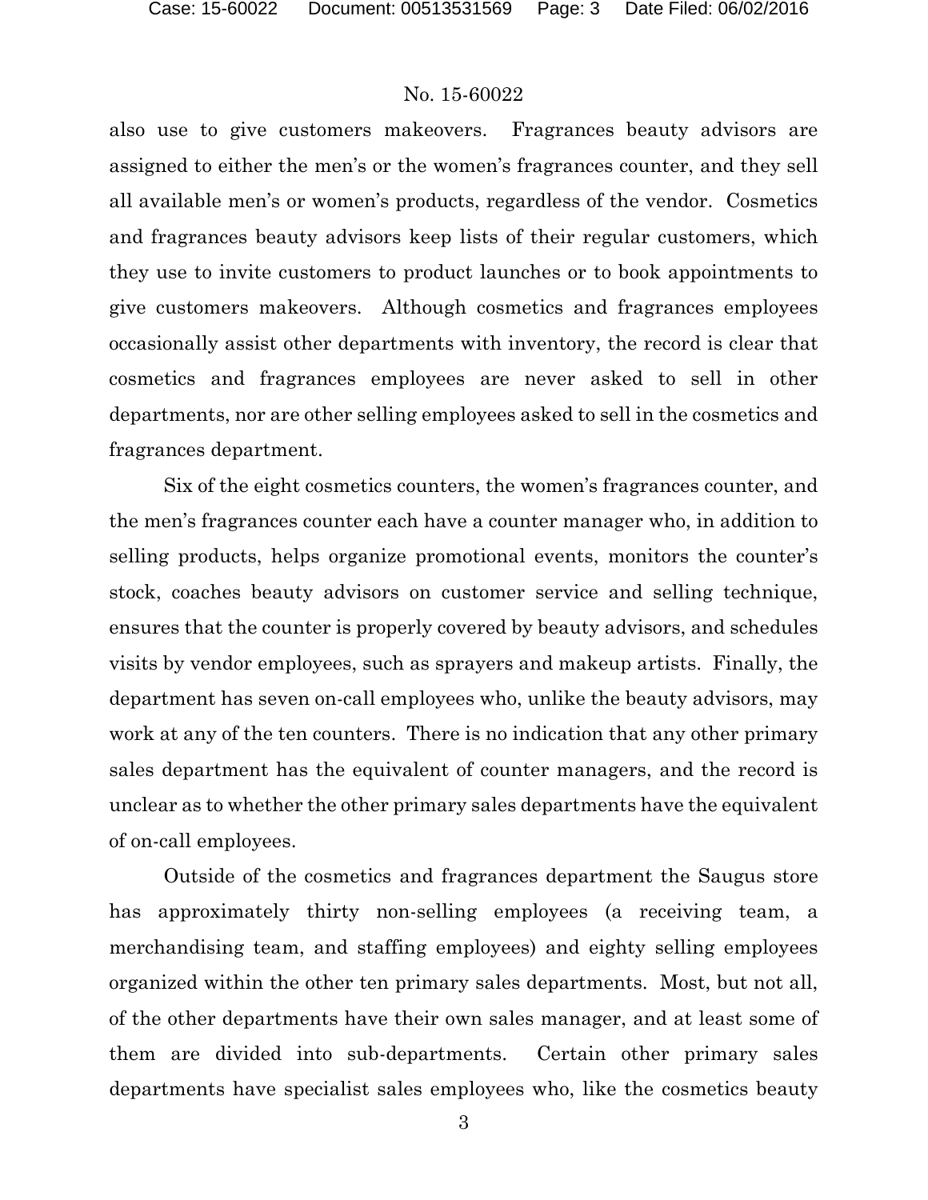also use to give customers makeovers. Fragrances beauty advisors are assigned to either the men's or the women's fragrances counter, and they sell all available men's or women's products, regardless of the vendor. Cosmetics and fragrances beauty advisors keep lists of their regular customers, which they use to invite customers to product launches or to book appointments to give customers makeovers. Although cosmetics and fragrances employees occasionally assist other departments with inventory, the record is clear that cosmetics and fragrances employees are never asked to sell in other departments, nor are other selling employees asked to sell in the cosmetics and fragrances department.

Six of the eight cosmetics counters, the women's fragrances counter, and the men's fragrances counter each have a counter manager who, in addition to selling products, helps organize promotional events, monitors the counter's stock, coaches beauty advisors on customer service and selling technique, ensures that the counter is properly covered by beauty advisors, and schedules visits by vendor employees, such as sprayers and makeup artists. Finally, the department has seven on-call employees who, unlike the beauty advisors, may work at any of the ten counters. There is no indication that any other primary sales department has the equivalent of counter managers, and the record is unclear as to whether the other primary sales departments have the equivalent of on-call employees.

Outside of the cosmetics and fragrances department the Saugus store has approximately thirty non-selling employees (a receiving team, a merchandising team, and staffing employees) and eighty selling employees organized within the other ten primary sales departments. Most, but not all, of the other departments have their own sales manager, and at least some of them are divided into sub-departments. Certain other primary sales departments have specialist sales employees who, like the cosmetics beauty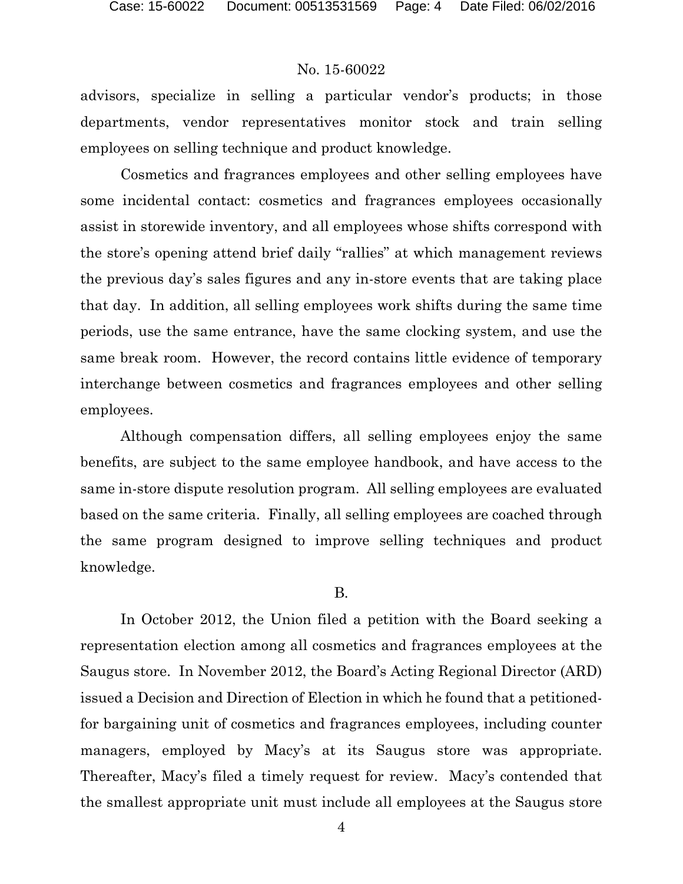advisors, specialize in selling a particular vendor's products; in those departments, vendor representatives monitor stock and train selling employees on selling technique and product knowledge.

Cosmetics and fragrances employees and other selling employees have some incidental contact: cosmetics and fragrances employees occasionally assist in storewide inventory, and all employees whose shifts correspond with the store's opening attend brief daily "rallies" at which management reviews the previous day's sales figures and any in-store events that are taking place that day. In addition, all selling employees work shifts during the same time periods, use the same entrance, have the same clocking system, and use the same break room. However, the record contains little evidence of temporary interchange between cosmetics and fragrances employees and other selling employees.

Although compensation differs, all selling employees enjoy the same benefits, are subject to the same employee handbook, and have access to the same in-store dispute resolution program. All selling employees are evaluated based on the same criteria. Finally, all selling employees are coached through the same program designed to improve selling techniques and product knowledge.

B.

In October 2012, the Union filed a petition with the Board seeking a representation election among all cosmetics and fragrances employees at the Saugus store. In November 2012, the Board's Acting Regional Director (ARD) issued a Decision and Direction of Election in which he found that a petitioned-for bargaining unit of cosmetics and fragrances employees, including counter managers, employed by Macy's at its Saugus store was appropriate. Thereafter, Macy's filed a timely request for review. Macy's contended that the smallest appropriate unit must include all employees at the Saugus store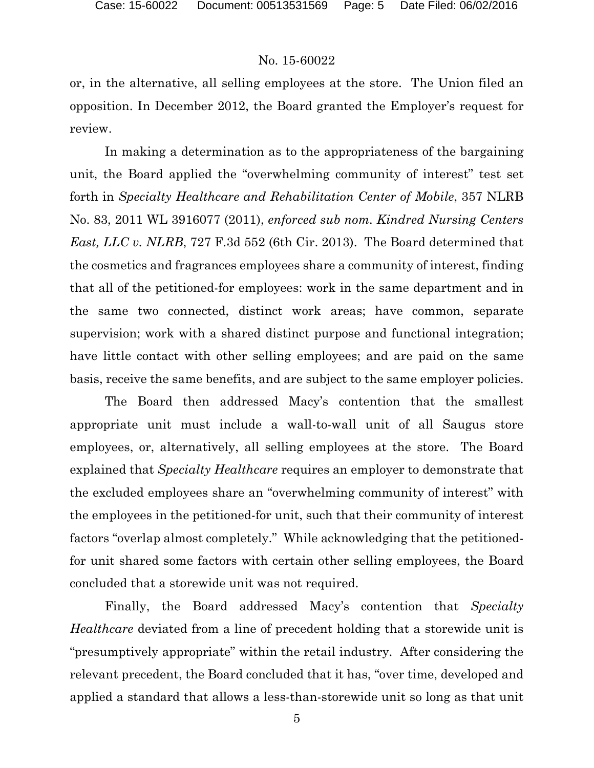or, in the alternative, all selling employees at the store. The Union filed an opposition. In December 2012, the Board granted the Employer's request for review.

In making a determination as to the appropriateness of the bargaining unit, the Board applied the "overwhelming community of interest" test set forth in *Specialty Healthcare and Rehabilitation Center of Mobile*, 357 NLRB No. 83, 2011 WL 3916077 (2011), *enforced sub nom. Kindred Nursing Centers East, LLC v. NLRB*, 727 F.3d 552 (6th Cir. 2013). The Board determined that the cosmetics and fragrances employees share a community of interest, finding that all of the petitioned-for employees: work in the same department and in the same two connected, distinct work areas; have common, separate supervision; work with a shared distinct purpose and functional integration; have little contact with other selling employees; and are paid on the same basis, receive the same benefits, and are subject to the same employer policies.

The Board then addressed Macy's contention that the smallest appropriate unit must include a wall-to-wall unit of all Saugus store employees, or, alternatively, all selling employees at the store. The Board explained that *Specialty Healthcare* requires an employer to demonstrate that the excluded employees share an "overwhelming community of interest" with the employees in the petitioned-for unit, such that their community of interest factors "overlap almost completely." While acknowledging that the petitioned-for unit shared some factors with certain other selling employees, the Board concluded that a storewide unit was not required.

Finally, the Board addressed Macy's contention that *Specialty Healthcare* deviated from a line of precedent holding that a storewide unit is "presumptively appropriate" within the retail industry. After considering the relevant precedent, the Board concluded that it has, "over time, developed and applied a standard that allows a less-than-storewide unit so long as that unit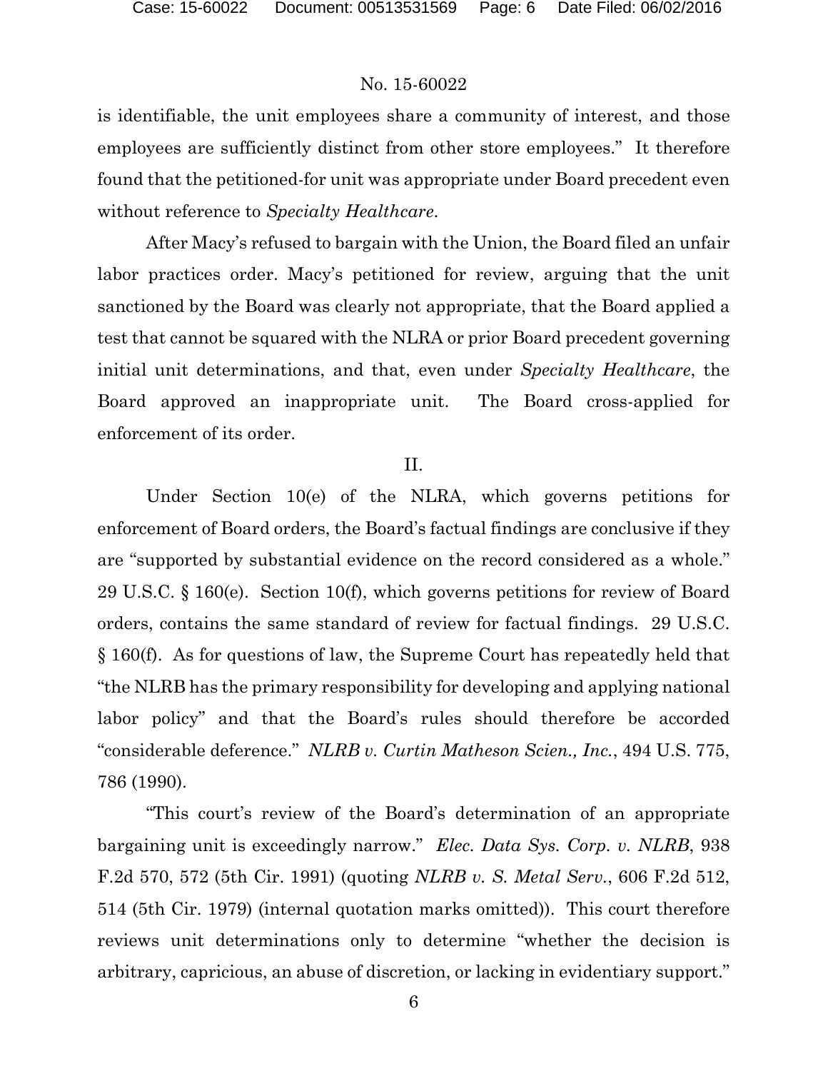is identifiable, the unit employees share a community of interest, and those employees are sufficiently distinct from other store employees." It therefore found that the petitioned-for unit was appropriate under Board precedent even without reference to *Specialty Healthcare*.

After Macy's refused to bargain with the Union, the Board filed an unfair labor practices order. Macy's petitioned for review, arguing that the unit sanctioned by the Board was clearly not appropriate, that the Board applied a test that cannot be squared with the NLRA or prior Board precedent governing initial unit determinations, and that, even under *Specialty Healthcare*, the Board approved an inappropriate unit. The Board cross-applied for enforcement of its order.

## II.

Under Section 10(e) of the NLRA, which governs petitions for enforcement of Board orders, the Board's factual findings are conclusive if they are "supported by substantial evidence on the record considered as a whole." 29 U.S.C. § 160(e). Section 10(f), which governs petitions for review of Board orders, contains the same standard of review for factual findings. 29 U.S.C. § 160(f). As for questions of law, the Supreme Court has repeatedly held that "the NLRB has the primary responsibility for developing and applying national labor policy" and that the Board's rules should therefore be accorded "considerable deference." *NLRB v. Curtin Matheson Scien., Inc.*, 494 U.S. 775, 786 (1990).

"This court's review of the Board's determination of an appropriate bargaining unit is exceedingly narrow." *Elec. Data Sys. Corp. v. NLRB*, 938 F.2d 570, 572 (5th Cir. 1991) (quoting *NLRB v. S. Metal Serv.*, 606 F.2d 512, 514 (5th Cir. 1979) (internal quotation marks omitted)). This court therefore reviews unit determinations only to determine "whether the decision is arbitrary, capricious, an abuse of discretion, or lacking in evidentiary support."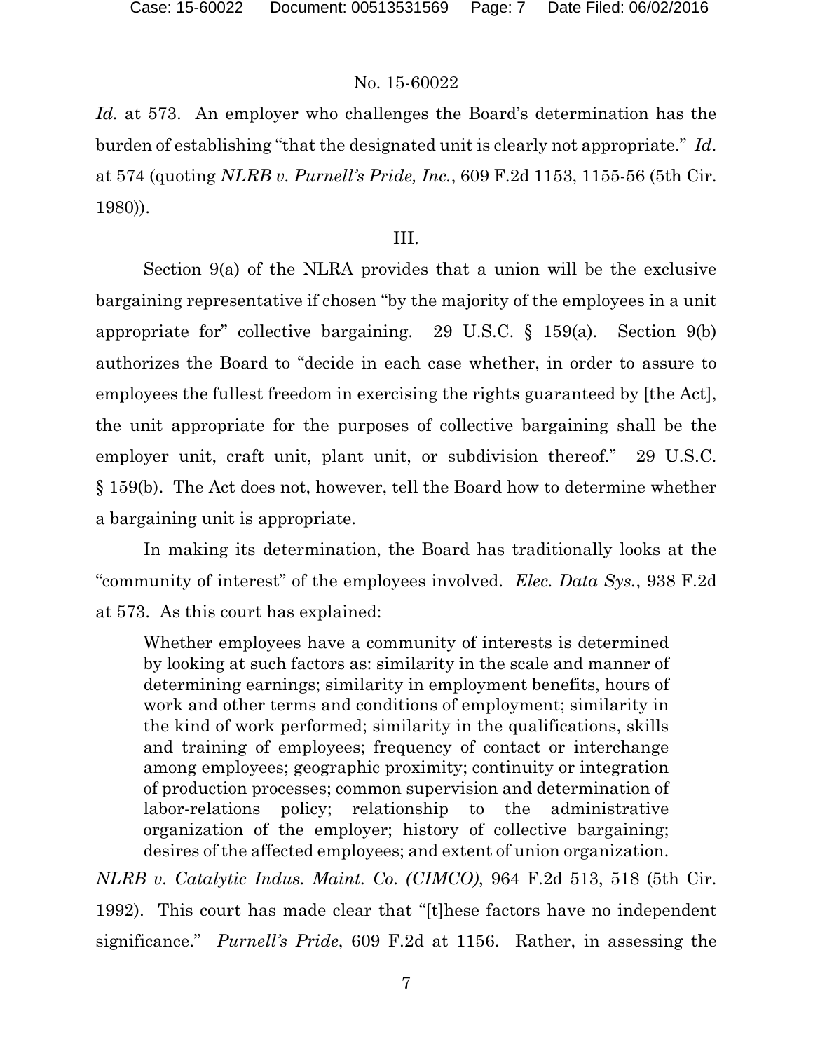*Id.* at 573. An employer who challenges the Board's determination has the burden of establishing "that the designated unit is clearly not appropriate." *Id.* at 574 (quoting *NLRB v. Purnell's Pride, Inc.*, 609 F.2d 1153, 1155-56 (5th Cir. 1980)).

III.

Section 9(a) of the NLRA provides that a union will be the exclusive bargaining representative if chosen "by the majority of the employees in a unit appropriate for" collective bargaining. 29 U.S.C. § 159(a). Section 9(b) authorizes the Board to "decide in each case whether, in order to assure to employees the fullest freedom in exercising the rights guaranteed by [the Act], the unit appropriate for the purposes of collective bargaining shall be the employer unit, craft unit, plant unit, or subdivision thereof." 29 U.S.C. § 159(b). The Act does not, however, tell the Board how to determine whether a bargaining unit is appropriate.

In making its determination, the Board has traditionally looks at the "community of interest" of the employees involved. *Elec. Data Sys.*, 938 F.2d at 573. As this court has explained:

> Whether employees have a community of interests is determined by looking at such factors as: similarity in the scale and manner of determining earnings; similarity in employment benefits, hours of work and other terms and conditions of employment; similarity in the kind of work performed; similarity in the qualifications, skills and training of employees; frequency of contact or interchange among employees; geographic proximity; continuity or integration of production processes; common supervision and determination of labor-relations policy; relationship to the administrative organization of the employer; history of collective bargaining; desires of the affected employees; and extent of union organization.

*NLRB v. Catalytic Indus. Maint. Co. (CIMCO)*, 964 F.2d 513, 518 (5th Cir. 1992). This court has made clear that "[t]hese factors have no independent significance." *Purnell's Pride*, 609 F.2d at 1156. Rather, in assessing the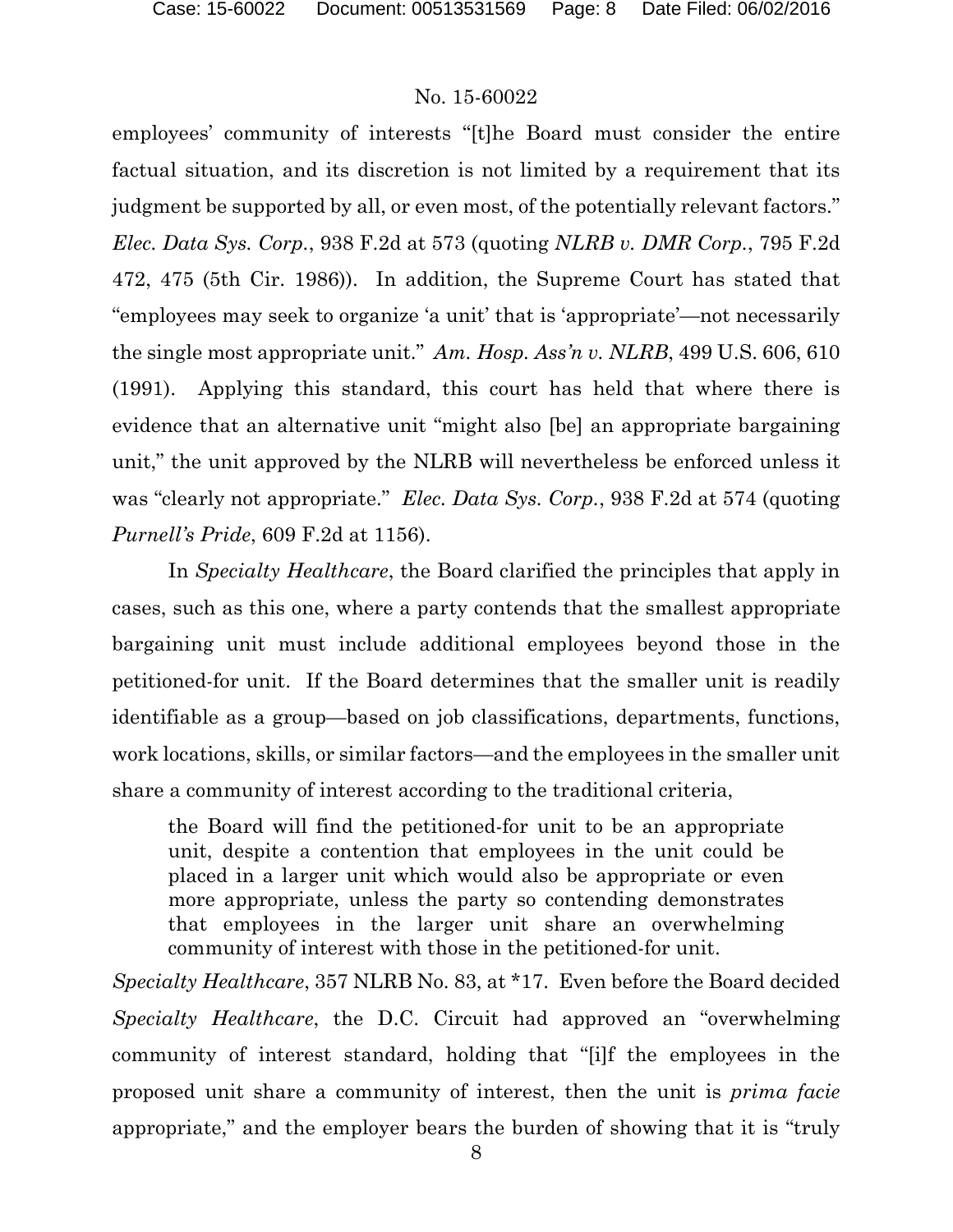employees' community of interests "[t]he Board must consider the entire factual situation, and its discretion is not limited by a requirement that its judgment be supported by all, or even most, of the potentially relevant factors." *Elec. Data Sys. Corp.*, 938 F.2d at 573 (quoting *NLRB v. DMR Corp.*, 795 F.2d 472, 475 (5th Cir. 1986)). In addition, the Supreme Court has stated that "employees may seek to organize 'a unit' that is 'appropriate'—not necessarily the single most appropriate unit." *Am. Hosp. Ass'n v. NLRB*, 499 U.S. 606, 610 (1991). Applying this standard, this court has held that where there is evidence that an alternative unit "might also [be] an appropriate bargaining unit," the unit approved by the NLRB will nevertheless be enforced unless it was "clearly not appropriate." *Elec. Data Sys. Corp.*, 938 F.2d at 574 (quoting *Purnell's Pride*, 609 F.2d at 1156).

In *Specialty Healthcare*, the Board clarified the principles that apply in cases, such as this one, where a party contends that the smallest appropriate bargaining unit must include additional employees beyond those in the petitioned-for unit. If the Board determines that the smaller unit is readily identifiable as a group—based on job classifications, departments, functions, work locations, skills, or similar factors—and the employees in the smaller unit share a community of interest according to the traditional criteria,

> the Board will find the petitioned-for unit to be an appropriate unit, despite a contention that employees in the unit could be placed in a larger unit which would also be appropriate or even more appropriate, unless the party so contending demonstrates that employees in the larger unit share an overwhelming community of interest with those in the petitioned-for unit.

*Specialty Healthcare*, 357 NLRB No. 83, at *17. Even before the Board decided *Specialty Healthcare*, the D.C. Circuit had approved an "overwhelming community of interest standard, holding that "[i]f the employees in the proposed unit share a community of interest, then the unit is *prima facie* appropriate," and the employer bears the burden of showing that it is "truly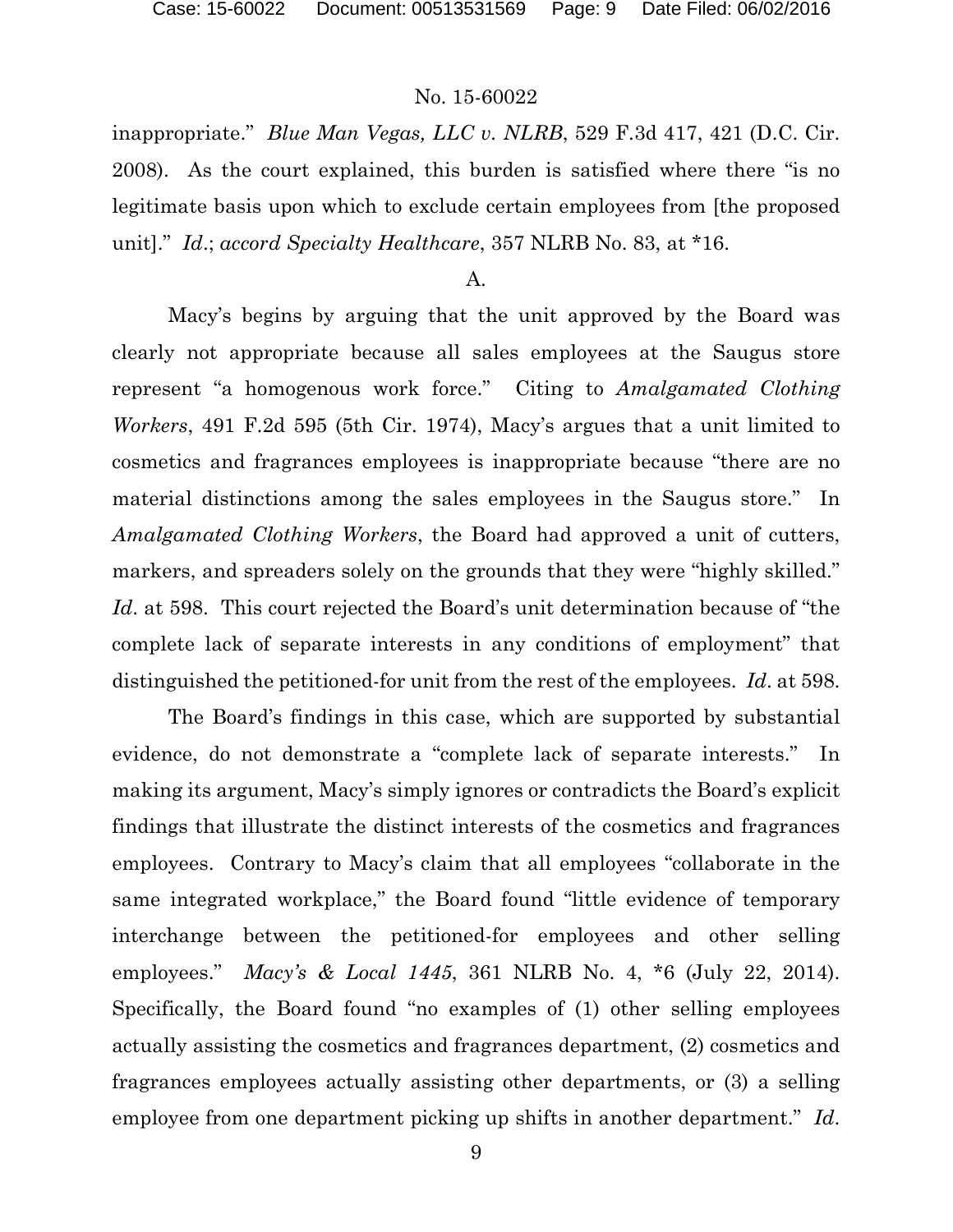inappropriate." *Blue Man Vegas, LLC v. NLRB*, 529 F.3d 417, 421 (D.C. Cir. 2008). As the court explained, this burden is satisfied where there "is no legitimate basis upon which to exclude certain employees from [the proposed unit]." *Id*.; *accord Specialty Healthcare*, 357 NLRB No. 83, at *16.

A.

Macy's begins by arguing that the unit approved by the Board was clearly not appropriate because all sales employees at the Saugus store represent "a homogenous work force." Citing to *Amalgamated Clothing Workers*, 491 F.2d 595 (5th Cir. 1974), Macy's argues that a unit limited to cosmetics and fragrances employees is inappropriate because "there are no material distinctions among the sales employees in the Saugus store." In *Amalgamated Clothing Workers*, the Board had approved a unit of cutters, markers, and spreaders solely on the grounds that they were "highly skilled." *Id*. at 598. This court rejected the Board's unit determination because of "the complete lack of separate interests in any conditions of employment" that distinguished the petitioned-for unit from the rest of the employees. *Id*. at 598.

The Board's findings in this case, which are supported by substantial evidence, do not demonstrate a "complete lack of separate interests." In making its argument, Macy's simply ignores or contradicts the Board's explicit findings that illustrate the distinct interests of the cosmetics and fragrances employees. Contrary to Macy's claim that all employees "collaborate in the same integrated workplace," the Board found "little evidence of temporary interchange between the petitioned-for employees and other selling employees." *Macy's & Local 1445*, 361 NLRB No. 4, *6 (July 22, 2014). Specifically, the Board found "no examples of (1) other selling employees actually assisting the cosmetics and fragrances department, (2) cosmetics and fragrances employees actually assisting other departments, or (3) a selling employee from one department picking up shifts in another department." *Id*.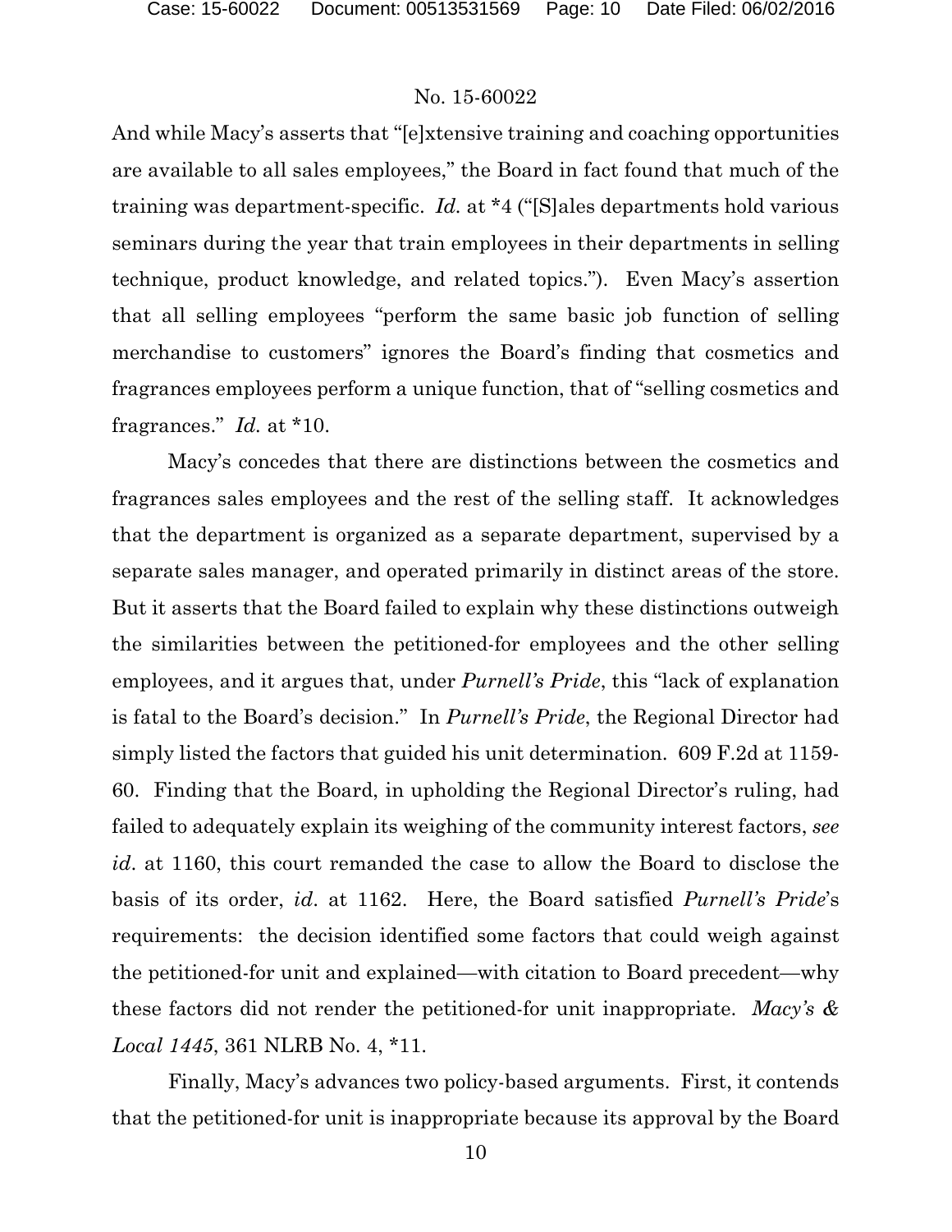And while Macy's asserts that "[e]xtensive training and coaching opportunities are available to all sales employees," the Board in fact found that much of the training was department-specific. *Id.* at *4 ("[S]ales departments hold various seminars during the year that train employees in their departments in selling technique, product knowledge, and related topics."). Even Macy's assertion that all selling employees "perform the same basic job function of selling merchandise to customers" ignores the Board's finding that cosmetics and fragrances employees perform a unique function, that of "selling cosmetics and fragrances." *Id.* at *10.

Macy's concedes that there are distinctions between the cosmetics and fragrances sales employees and the rest of the selling staff. It acknowledges that the department is organized as a separate department, supervised by a separate sales manager, and operated primarily in distinct areas of the store. But it asserts that the Board failed to explain why these distinctions outweigh the similarities between the petitioned-for employees and the other selling employees, and it argues that, under *Purnell's Pride*, this "lack of explanation is fatal to the Board's decision." In *Purnell's Pride*, the Regional Director had simply listed the factors that guided his unit determination. 609 F.2d at 1159-60. Finding that the Board, in upholding the Regional Director's ruling, had failed to adequately explain its weighing of the community interest factors, *see id*. at 1160, this court remanded the case to allow the Board to disclose the basis of its order, *id*. at 1162. Here, the Board satisfied *Purnell's Pride*'s requirements: the decision identified some factors that could weigh against the petitioned-for unit and explained—with citation to Board precedent—why these factors did not render the petitioned-for unit inappropriate. *Macy's & Local 1445*, 361 NLRB No. 4, *11.

Finally, Macy's advances two policy-based arguments. First, it contends that the petitioned-for unit is inappropriate because its approval by the Board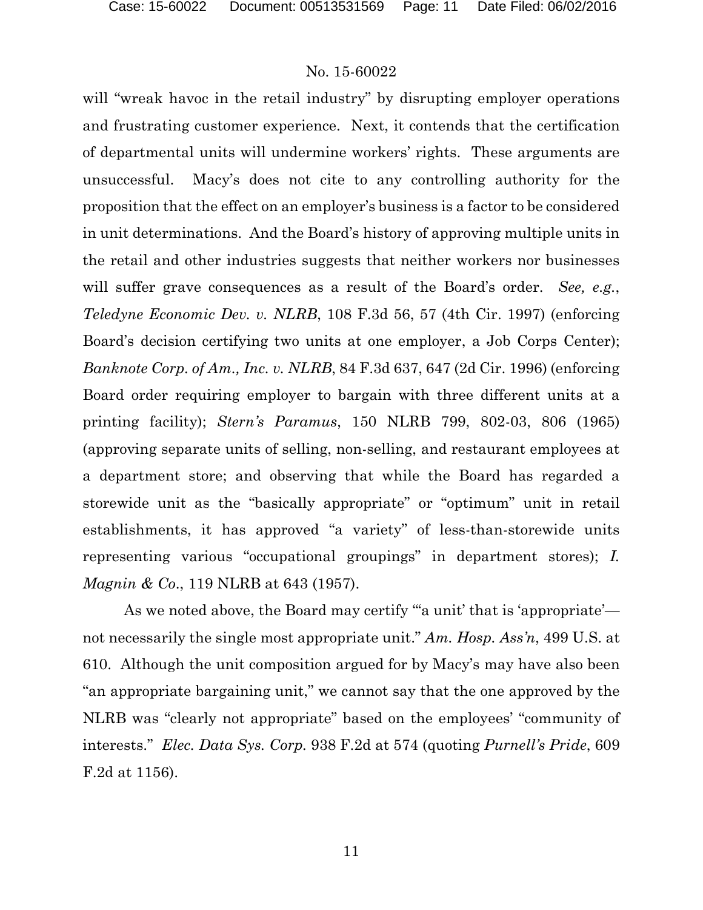will "wreak havoc in the retail industry" by disrupting employer operations and frustrating customer experience. Next, it contends that the certification of departmental units will undermine workers' rights. These arguments are unsuccessful. Macy's does not cite to any controlling authority for the proposition that the effect on an employer's business is a factor to be considered in unit determinations. And the Board's history of approving multiple units in the retail and other industries suggests that neither workers nor businesses will suffer grave consequences as a result of the Board's order. *See, e.g.*, *Teledyne Economic Dev. v. NLRB*, 108 F.3d 56, 57 (4th Cir. 1997) (enforcing Board's decision certifying two units at one employer, a Job Corps Center); *Banknote Corp. of Am., Inc. v. NLRB*, 84 F.3d 637, 647 (2d Cir. 1996) (enforcing Board order requiring employer to bargain with three different units at a printing facility); *Stern's Paramus*, 150 NLRB 799, 802-03, 806 (1965) (approving separate units of selling, non-selling, and restaurant employees at a department store; and observing that while the Board has regarded a storewide unit as the "basically appropriate" or "optimum" unit in retail establishments, it has approved "a variety" of less-than-storewide units representing various "occupational groupings" in department stores); *I. Magnin & Co.*, 119 NLRB at 643 (1957).

As we noted above, the Board may certify "'a unit' that is 'appropriate'—not necessarily the single most appropriate unit." *Am. Hosp. Ass'n*, 499 U.S. at 610. Although the unit composition argued for by Macy's may have also been "an appropriate bargaining unit," we cannot say that the one approved by the NLRB was "clearly not appropriate" based on the employees' "community of interests." *Elec. Data Sys. Corp.* 938 F.2d at 574 (quoting *Purnell's Pride*, 609 F.2d at 1156).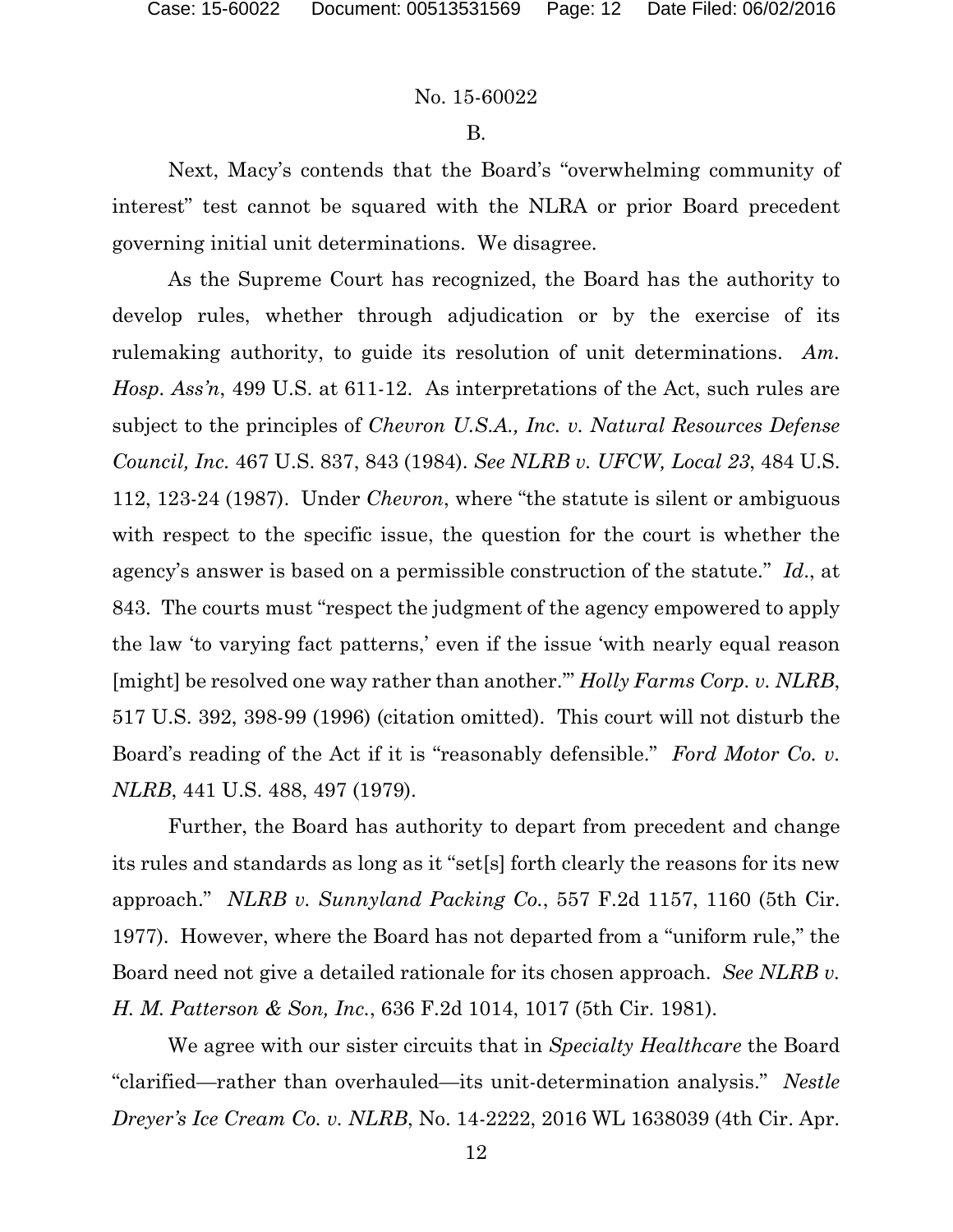B.

Next, Macy's contends that the Board's "overwhelming community of interest" test cannot be squared with the NLRA or prior Board precedent governing initial unit determinations. We disagree.

As the Supreme Court has recognized, the Board has the authority to develop rules, whether through adjudication or by the exercise of its rulemaking authority, to guide its resolution of unit determinations. *Am. Hosp. Ass'n*, 499 U.S. at 611-12. As interpretations of the Act, such rules are subject to the principles of *Chevron U.S.A., Inc. v. Natural Resources Defense Council, Inc.* 467 U.S. 837, 843 (1984). *See NLRB v. UFCW, Local 23*, 484 U.S. 112, 123-24 (1987). Under *Chevron*, where "the statute is silent or ambiguous with respect to the specific issue, the question for the court is whether the agency's answer is based on a permissible construction of the statute." *Id*., at 843. The courts must "respect the judgment of the agency empowered to apply the law 'to varying fact patterns,' even if the issue 'with nearly equal reason [might] be resolved one way rather than another.'" *Holly Farms Corp. v. NLRB*, 517 U.S. 392, 398-99 (1996) (citation omitted). This court will not disturb the Board's reading of the Act if it is "reasonably defensible." *Ford Motor Co. v. NLRB*, 441 U.S. 488, 497 (1979).

Further, the Board has authority to depart from precedent and change its rules and standards as long as it "set[s] forth clearly the reasons for its new approach." *NLRB v. Sunnyland Packing Co.*, 557 F.2d 1157, 1160 (5th Cir. 1977). However, where the Board has not departed from a "uniform rule," the Board need not give a detailed rationale for its chosen approach. *See NLRB v. H. M. Patterson & Son, Inc.*, 636 F.2d 1014, 1017 (5th Cir. 1981).

We agree with our sister circuits that in *Specialty Healthcare* the Board "clarified—rather than overhauled—its unit-determination analysis." *Nestle Dreyer's Ice Cream Co. v. NLRB*, No. 14-2222, 2016 WL 1638039 (4th Cir. Apr.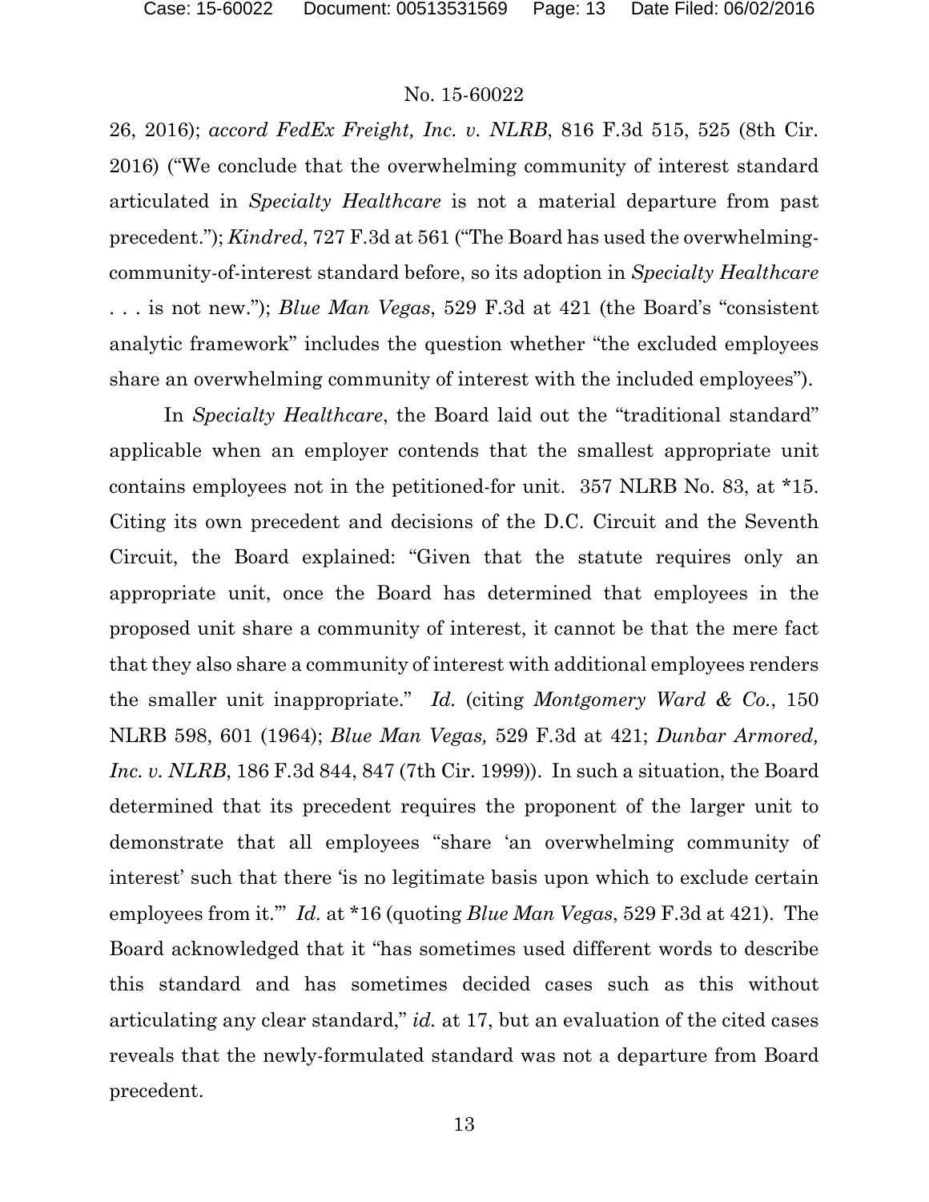26, 2016); *accord FedEx Freight, Inc. v. NLRB*, 816 F.3d 515, 525 (8th Cir. 2016) ("We conclude that the overwhelming community of interest standard articulated in *Specialty Healthcare* is not a material departure from past precedent."); *Kindred*, 727 F.3d at 561 ("The Board has used the overwhelming-community-of-interest standard before, so its adoption in *Specialty Healthcare* . . . is not new."); *Blue Man Vegas*, 529 F.3d at 421 (the Board's "consistent analytic framework" includes the question whether "the excluded employees share an overwhelming community of interest with the included employees").

In *Specialty Healthcare*, the Board laid out the "traditional standard" applicable when an employer contends that the smallest appropriate unit contains employees not in the petitioned-for unit. 357 NLRB No. 83, at *15. Citing its own precedent and decisions of the D.C. Circuit and the Seventh Circuit, the Board explained: "Given that the statute requires only an appropriate unit, once the Board has determined that employees in the proposed unit share a community of interest, it cannot be that the mere fact that they also share a community of interest with additional employees renders the smaller unit inappropriate." *Id.* (citing *Montgomery Ward & Co.*, 150 NLRB 598, 601 (1964); *Blue Man Vegas,* 529 F.3d at 421; *Dunbar Armored, Inc. v. NLRB*, 186 F.3d 844, 847 (7th Cir. 1999)). In such a situation, the Board determined that its precedent requires the proponent of the larger unit to demonstrate that all employees "share 'an overwhelming community of interest' such that there 'is no legitimate basis upon which to exclude certain employees from it.'" *Id.* at *16 (quoting *Blue Man Vegas*, 529 F.3d at 421). The Board acknowledged that it "has sometimes used different words to describe this standard and has sometimes decided cases such as this without articulating any clear standard," *id.* at 17, but an evaluation of the cited cases reveals that the newly-formulated standard was not a departure from Board precedent.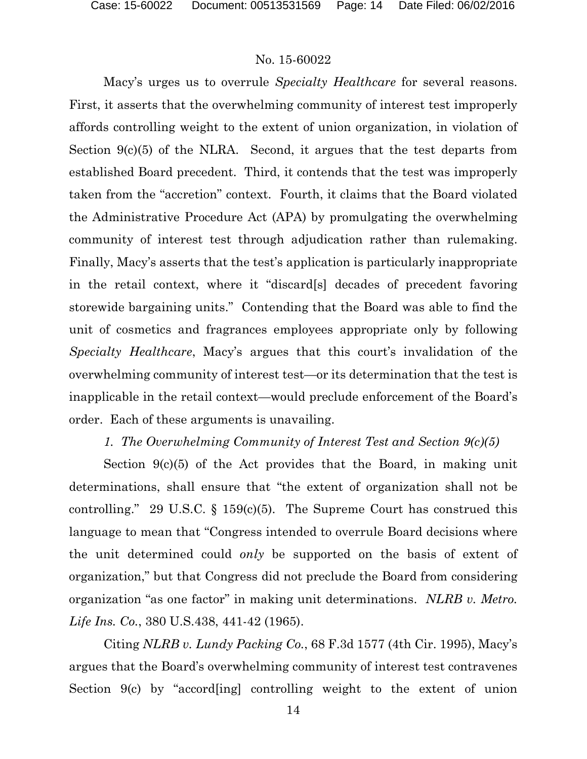Macy's urges us to overrule *Specialty Healthcare* for several reasons. First, it asserts that the overwhelming community of interest test improperly affords controlling weight to the extent of union organization, in violation of Section 9(c)(5) of the NLRA. Second, it argues that the test departs from established Board precedent. Third, it contends that the test was improperly taken from the "accretion" context. Fourth, it claims that the Board violated the Administrative Procedure Act (APA) by promulgating the overwhelming community of interest test through adjudication rather than rulemaking. Finally, Macy's asserts that the test's application is particularly inappropriate in the retail context, where it "discard[s] decades of precedent favoring storewide bargaining units." Contending that the Board was able to find the unit of cosmetics and fragrances employees appropriate only by following *Specialty Healthcare*, Macy's argues that this court's invalidation of the overwhelming community of interest test—or its determination that the test is inapplicable in the retail context—would preclude enforcement of the Board's order. Each of these arguments is unavailing.

*1. The Overwhelming Community of Interest Test and Section 9(c)(5)*

Section 9(c)(5) of the Act provides that the Board, in making unit determinations, shall ensure that "the extent of organization shall not be controlling." 29 U.S.C. § 159(c)(5). The Supreme Court has construed this language to mean that "Congress intended to overrule Board decisions where the unit determined could *only* be supported on the basis of extent of organization," but that Congress did not preclude the Board from considering organization "as one factor" in making unit determinations. *NLRB v. Metro. Life Ins. Co.*, 380 U.S.438, 441-42 (1965).

Citing *NLRB v. Lundy Packing Co.*, 68 F.3d 1577 (4th Cir. 1995), Macy's argues that the Board's overwhelming community of interest test contravenes Section 9(c) by "accord[ing] controlling weight to the extent of union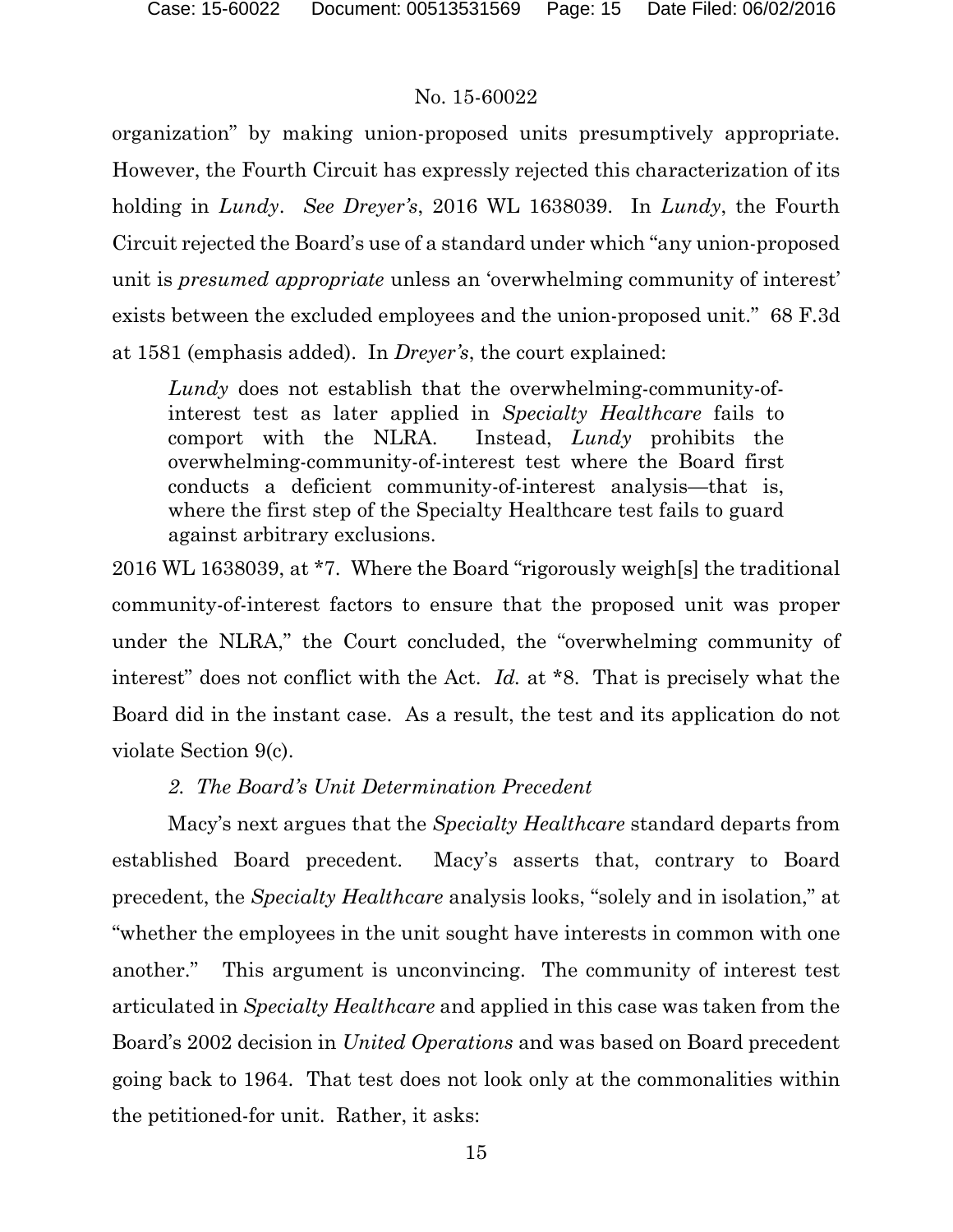organization" by making union-proposed units presumptively appropriate. However, the Fourth Circuit has expressly rejected this characterization of its holding in *Lundy*. *See Dreyer's*, 2016 WL 1638039. In *Lundy*, the Fourth Circuit rejected the Board's use of a standard under which "any union-proposed unit is *presumed appropriate* unless an 'overwhelming community of interest' exists between the excluded employees and the union-proposed unit." 68 F.3d at 1581 (emphasis added). In *Dreyer's*, the court explained:

> *Lundy* does not establish that the overwhelming-community-of-interest test as later applied in *Specialty Healthcare* fails to comport with the NLRA. Instead, *Lundy* prohibits the overwhelming-community-of-interest test where the Board first conducts a deficient community-of-interest analysis—that is, where the first step of the Specialty Healthcare test fails to guard against arbitrary exclusions.

2016 WL 1638039, at *7. Where the Board "rigorously weigh[s] the traditional community-of-interest factors to ensure that the proposed unit was proper under the NLRA," the Court concluded, the "overwhelming community of interest" does not conflict with the Act. *Id.* at *8. That is precisely what the Board did in the instant case. As a result, the test and its application do not violate Section 9(c).

*2. The Board's Unit Determination Precedent*

Macy's next argues that the *Specialty Healthcare* standard departs from established Board precedent. Macy's asserts that, contrary to Board precedent, the *Specialty Healthcare* analysis looks, "solely and in isolation," at "whether the employees in the unit sought have interests in common with one another." This argument is unconvincing. The community of interest test articulated in *Specialty Healthcare* and applied in this case was taken from the Board's 2002 decision in *United Operations* and was based on Board precedent going back to 1964. That test does not look only at the commonalities within the petitioned-for unit. Rather, it asks: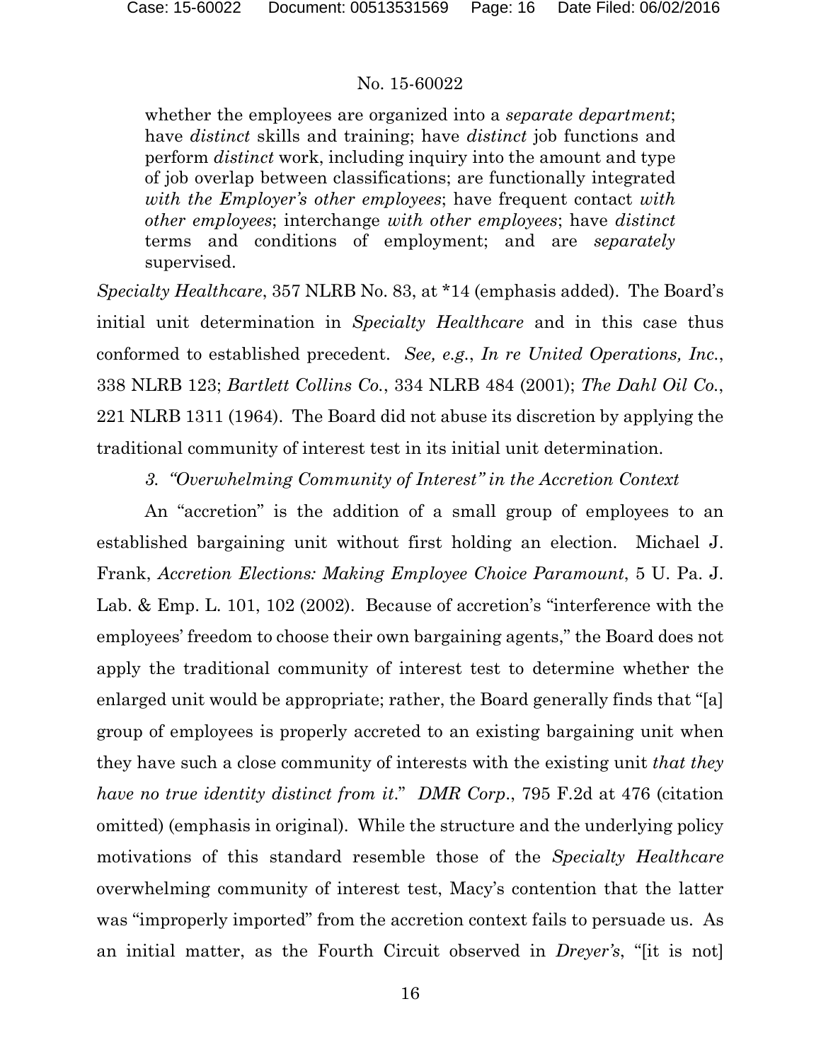> whether the employees are organized into a *separate department*; have *distinct* skills and training; have *distinct* job functions and perform *distinct* work, including inquiry into the amount and type of job overlap between classifications; are functionally integrated *with the Employer's other employees*; have frequent contact *with other employees*; interchange *with other employees*; have *distinct* terms and conditions of employment; and are *separately* supervised.

*Specialty Healthcare*, 357 NLRB No. 83, at *14 (emphasis added). The Board's initial unit determination in *Specialty Healthcare* and in this case thus conformed to established precedent. *See, e.g.*, *In re United Operations, Inc.*, 338 NLRB 123; *Bartlett Collins Co.*, 334 NLRB 484 (2001); *The Dahl Oil Co.*, 221 NLRB 1311 (1964). The Board did not abuse its discretion by applying the traditional community of interest test in its initial unit determination.

### 3. *"Overwhelming Community of Interest" in the Accretion Context*

An "accretion" is the addition of a small group of employees to an established bargaining unit without first holding an election. Michael J. Frank, *Accretion Elections: Making Employee Choice Paramount*, 5 U. Pa. J. Lab. & Emp. L. 101, 102 (2002). Because of accretion's "interference with the employees' freedom to choose their own bargaining agents," the Board does not apply the traditional community of interest test to determine whether the enlarged unit would be appropriate; rather, the Board generally finds that "[a] group of employees is properly accreted to an existing bargaining unit when they have such a close community of interests with the existing unit *that they have no true identity distinct from it*." *DMR Corp.*, 795 F.2d at 476 (citation omitted) (emphasis in original). While the structure and the underlying policy motivations of this standard resemble those of the *Specialty Healthcare* overwhelming community of interest test, Macy's contention that the latter was "improperly imported" from the accretion context fails to persuade us. As an initial matter, as the Fourth Circuit observed in *Dreyer's*, "[it is not]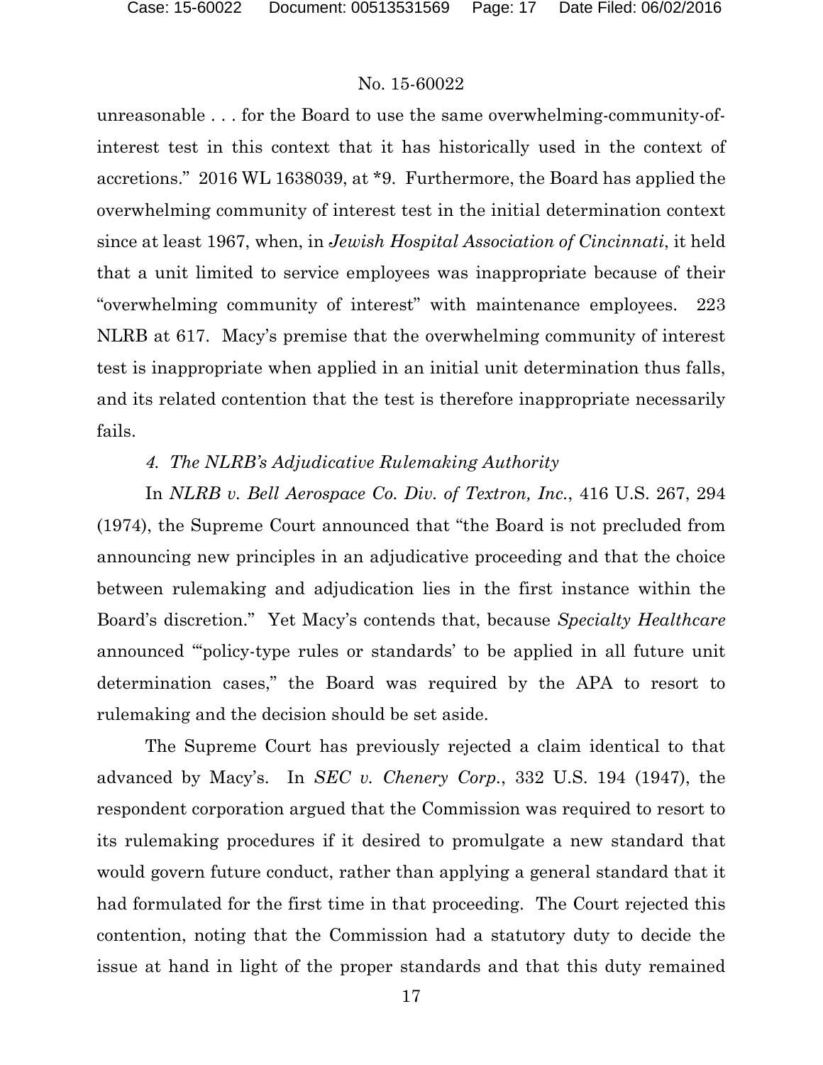unreasonable . . . for the Board to use the same overwhelming-community-of-interest test in this context that it has historically used in the context of accretions." 2016 WL 1638039, at *9. Furthermore, the Board has applied the overwhelming community of interest test in the initial determination context since at least 1967, when, in *Jewish Hospital Association of Cincinnati*, it held that a unit limited to service employees was inappropriate because of their "overwhelming community of interest" with maintenance employees. 223 NLRB at 617. Macy's premise that the overwhelming community of interest test is inappropriate when applied in an initial unit determination thus falls, and its related contention that the test is therefore inappropriate necessarily fails.

*4. The NLRB's Adjudicative Rulemaking Authority*

In *NLRB v. Bell Aerospace Co. Div. of Textron, Inc.*, 416 U.S. 267, 294 (1974), the Supreme Court announced that "the Board is not precluded from announcing new principles in an adjudicative proceeding and that the choice between rulemaking and adjudication lies in the first instance within the Board's discretion." Yet Macy's contends that, because *Specialty Healthcare* announced "'policy-type rules or standards' to be applied in all future unit determination cases," the Board was required by the APA to resort to rulemaking and the decision should be set aside.

The Supreme Court has previously rejected a claim identical to that advanced by Macy's. In *SEC v. Chenery Corp.*, 332 U.S. 194 (1947), the respondent corporation argued that the Commission was required to resort to its rulemaking procedures if it desired to promulgate a new standard that would govern future conduct, rather than applying a general standard that it had formulated for the first time in that proceeding. The Court rejected this contention, noting that the Commission had a statutory duty to decide the issue at hand in light of the proper standards and that this duty remained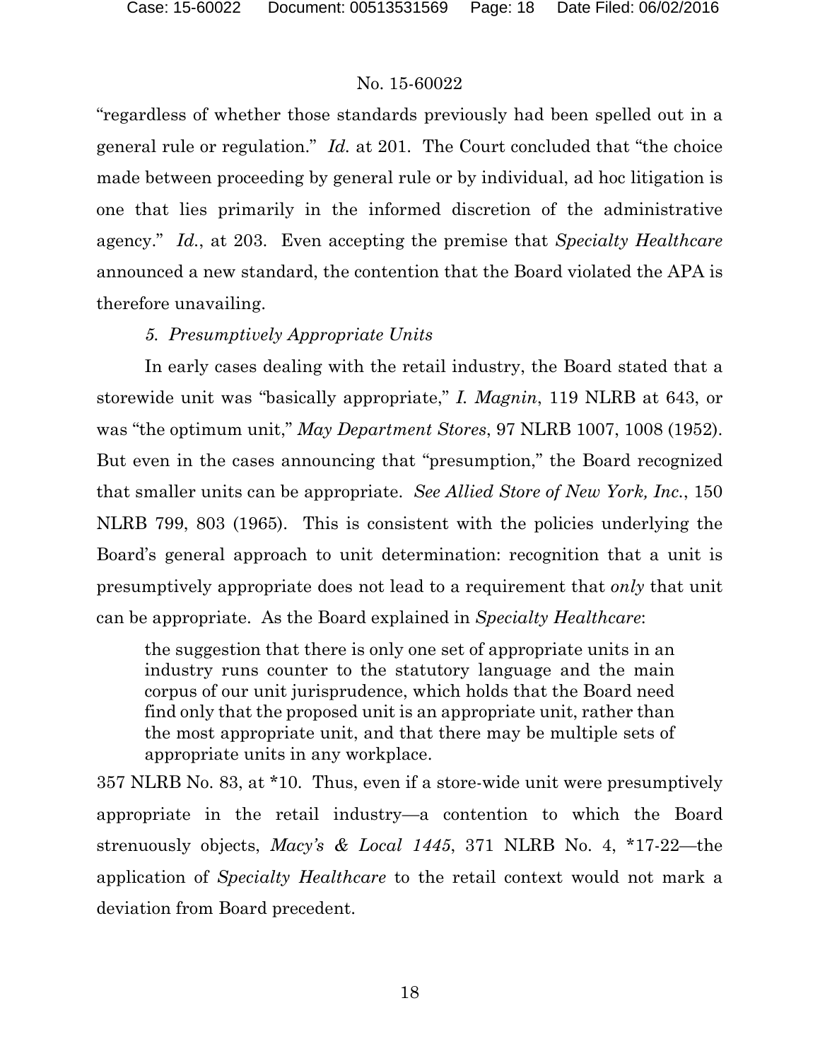"regardless of whether those standards previously had been spelled out in a general rule or regulation." *Id.* at 201. The Court concluded that "the choice made between proceeding by general rule or by individual, ad hoc litigation is one that lies primarily in the informed discretion of the administrative agency." *Id.*, at 203. Even accepting the premise that *Specialty Healthcare* announced a new standard, the contention that the Board violated the APA is therefore unavailing.

*5. Presumptively Appropriate Units*

In early cases dealing with the retail industry, the Board stated that a storewide unit was "basically appropriate," *I. Magnin*, 119 NLRB at 643, or was "the optimum unit," *May Department Stores*, 97 NLRB 1007, 1008 (1952). But even in the cases announcing that "presumption," the Board recognized that smaller units can be appropriate. *See Allied Store of New York, Inc.*, 150 NLRB 799, 803 (1965). This is consistent with the policies underlying the Board's general approach to unit determination: recognition that a unit is presumptively appropriate does not lead to a requirement that *only* that unit can be appropriate. As the Board explained in *Specialty Healthcare*:

> the suggestion that there is only one set of appropriate units in an industry runs counter to the statutory language and the main corpus of our unit jurisprudence, which holds that the Board need find only that the proposed unit is an appropriate unit, rather than the most appropriate unit, and that there may be multiple sets of appropriate units in any workplace.

357 NLRB No. 83, at *10. Thus, even if a store-wide unit were presumptively appropriate in the retail industry—a contention to which the Board strenuously objects, *Macy's & Local 1445*, 371 NLRB No. 4, *17-22—the application of *Specialty Healthcare* to the retail context would not mark a deviation from Board precedent.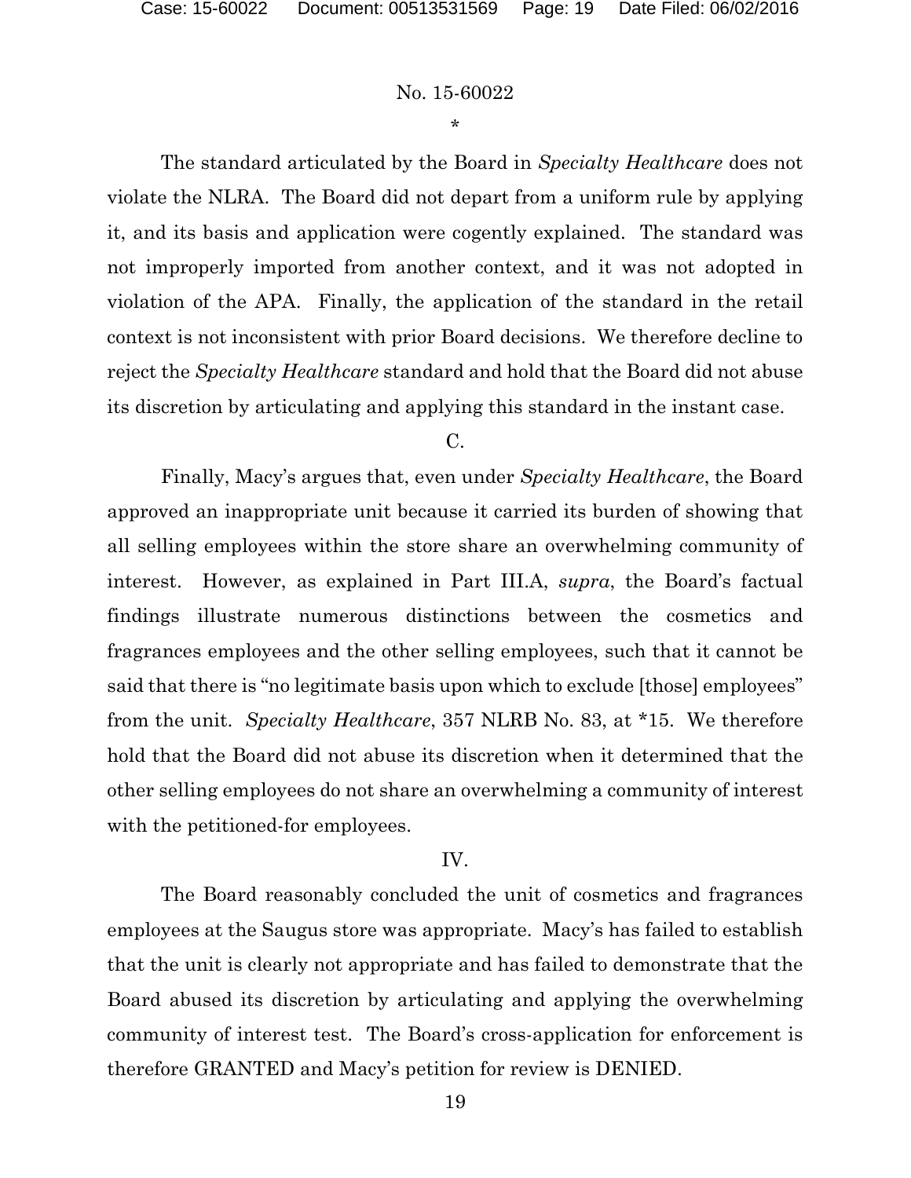\*

The standard articulated by the Board in *Specialty Healthcare* does not violate the NLRA. The Board did not depart from a uniform rule by applying it, and its basis and application were cogently explained. The standard was not improperly imported from another context, and it was not adopted in violation of the APA. Finally, the application of the standard in the retail context is not inconsistent with prior Board decisions. We therefore decline to reject the *Specialty Healthcare* standard and hold that the Board did not abuse its discretion by articulating and applying this standard in the instant case.

C.

Finally, Macy's argues that, even under *Specialty Healthcare*, the Board approved an inappropriate unit because it carried its burden of showing that all selling employees within the store share an overwhelming community of interest. However, as explained in Part III.A, *supra*, the Board's factual findings illustrate numerous distinctions between the cosmetics and fragrances employees and the other selling employees, such that it cannot be said that there is "no legitimate basis upon which to exclude [those] employees" from the unit. *Specialty Healthcare*, 357 NLRB No. 83, at \*15. We therefore hold that the Board did not abuse its discretion when it determined that the other selling employees do not share an overwhelming a community of interest with the petitioned-for employees.

IV.

The Board reasonably concluded the unit of cosmetics and fragrances employees at the Saugus store was appropriate. Macy's has failed to establish that the unit is clearly not appropriate and has failed to demonstrate that the Board abused its discretion by articulating and applying the overwhelming community of interest test. The Board's cross-application for enforcement is therefore GRANTED and Macy's petition for review is DENIED.